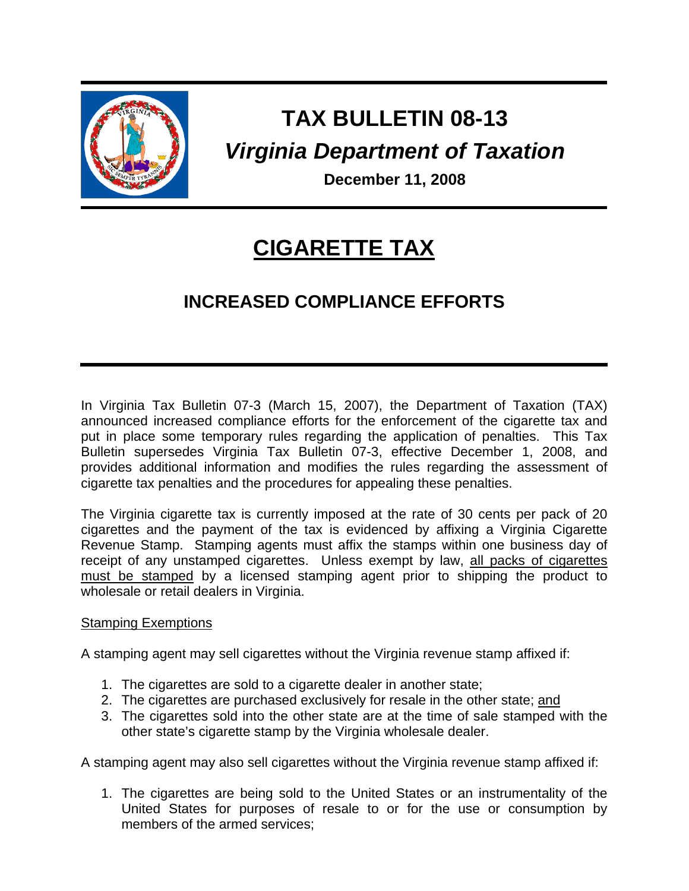# TAX BULLETIN 08-13

## *Virginia Department of Taxation*

**December 11, 2008**

# CIGARETTE TAX

## INCREASED COMPLIANCE EFFORTS

In Virginia Tax Bulletin 07-3 (March 15, 2007), the Department of Taxation (TAX) announced increased compliance efforts for the enforcement of the cigarette tax and put in place some temporary rules regarding the application of penalties. This Tax Bulletin supersedes Virginia Tax Bulletin 07-3, effective December 1, 2008, and provides additional information and modifies the rules regarding the assessment of cigarette tax penalties and the procedures for appealing these penalties.

The Virginia cigarette tax is currently imposed at the rate of 30 cents per pack of 20 cigarettes and the payment of the tax is evidenced by affixing a Virginia Cigarette Revenue Stamp. Stamping agents must affix the stamps within one business day of receipt of any unstamped cigarettes. Unless exempt by law, <u>all packs of cigarettes must be stamped</u> by a licensed stamping agent prior to shipping the product to wholesale or retail dealers in Virginia.

<u>Stamping Exemptions</u>

A stamping agent may sell cigarettes without the Virginia revenue stamp affixed if:

1. The cigarettes are sold to a cigarette dealer in another state;
2. The cigarettes are purchased exclusively for resale in the other state; <u>and</u>
3. The cigarettes sold into the other state are at the time of sale stamped with the other state's cigarette stamp by the Virginia wholesale dealer.

A stamping agent may also sell cigarettes without the Virginia revenue stamp affixed if:

1. The cigarettes are being sold to the United States or an instrumentality of the United States for purposes of resale to or for the use or consumption by members of the armed services;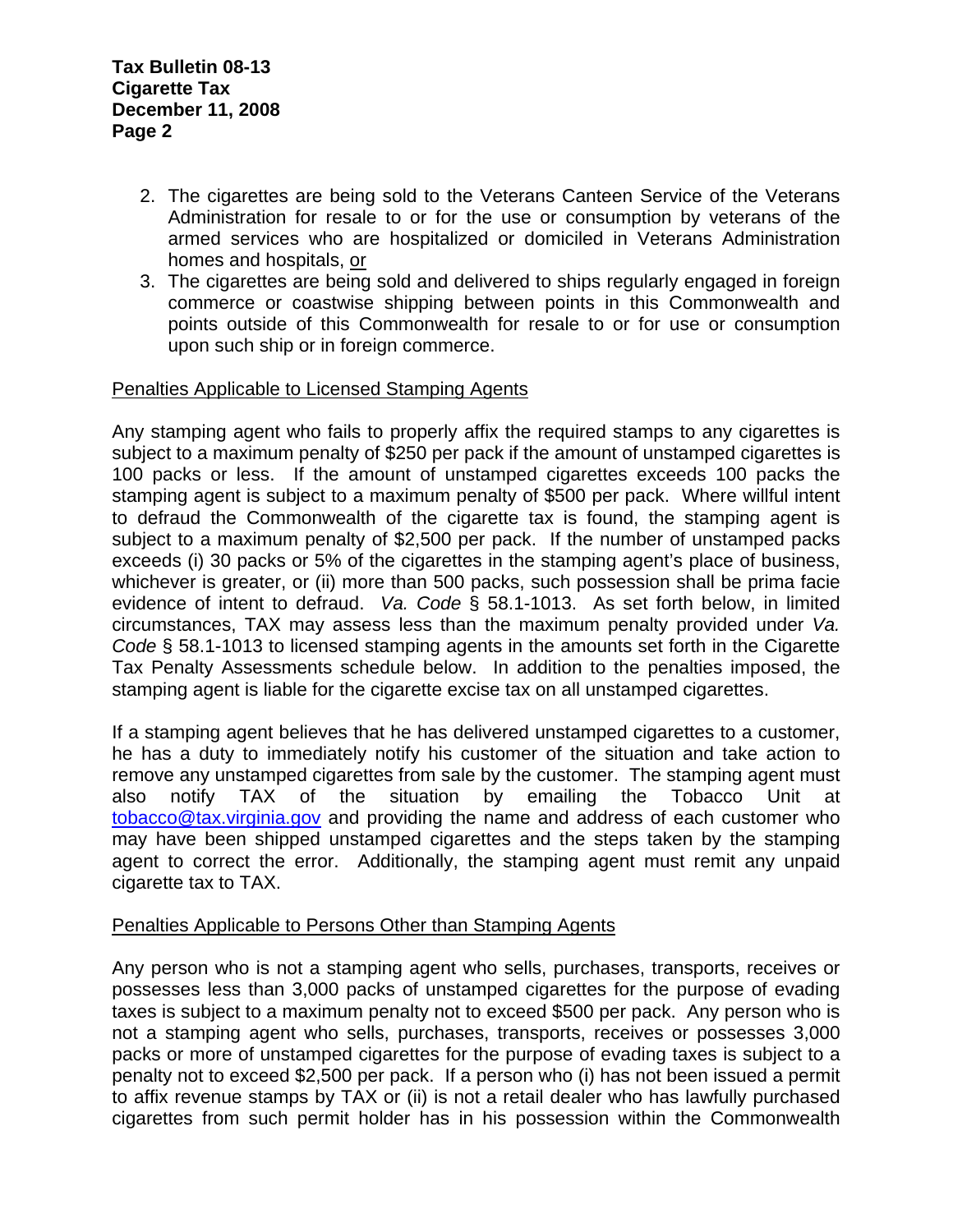2. The cigarettes are being sold to the Veterans Canteen Service of the Veterans Administration for resale to or for the use or consumption by veterans of the armed services who are hospitalized or domiciled in Veterans Administration homes and hospitals, <u>or</u>
3. The cigarettes are being sold and delivered to ships regularly engaged in foreign commerce or coastwise shipping between points in this Commonwealth and points outside of this Commonwealth for resale to or for use or consumption upon such ship or in foreign commerce.

<u>Penalties Applicable to Licensed Stamping Agents</u>

Any stamping agent who fails to properly affix the required stamps to any cigarettes is subject to a maximum penalty of $250 per pack if the amount of unstamped cigarettes is 100 packs or less. If the amount of unstamped cigarettes exceeds 100 packs the stamping agent is subject to a maximum penalty of $500 per pack. Where willful intent to defraud the Commonwealth of the cigarette tax is found, the stamping agent is subject to a maximum penalty of $2,500 per pack. If the number of unstamped packs exceeds (i) 30 packs or 5% of the cigarettes in the stamping agent's place of business, whichever is greater, or (ii) more than 500 packs, such possession shall be prima facie evidence of intent to defraud. *Va. Code* § 58.1-1013. As set forth below, in limited circumstances, TAX may assess less than the maximum penalty provided under *Va. Code* § 58.1-1013 to licensed stamping agents in the amounts set forth in the Cigarette Tax Penalty Assessments schedule below. In addition to the penalties imposed, the stamping agent is liable for the cigarette excise tax on all unstamped cigarettes.

If a stamping agent believes that he has delivered unstamped cigarettes to a customer, he has a duty to immediately notify his customer of the situation and take action to remove any unstamped cigarettes from sale by the customer. The stamping agent must also notify TAX of the situation by emailing the Tobacco Unit at tobacco@tax.virginia.gov and providing the name and address of each customer who may have been shipped unstamped cigarettes and the steps taken by the stamping agent to correct the error. Additionally, the stamping agent must remit any unpaid cigarette tax to TAX.

<u>Penalties Applicable to Persons Other than Stamping Agents</u>

Any person who is not a stamping agent who sells, purchases, transports, receives or possesses less than 3,000 packs of unstamped cigarettes for the purpose of evading taxes is subject to a maximum penalty not to exceed $500 per pack. Any person who is not a stamping agent who sells, purchases, transports, receives or possesses 3,000 packs or more of unstamped cigarettes for the purpose of evading taxes is subject to a penalty not to exceed $2,500 per pack. If a person who (i) has not been issued a permit to affix revenue stamps by TAX or (ii) is not a retail dealer who has lawfully purchased cigarettes from such permit holder has in his possession within the Commonwealth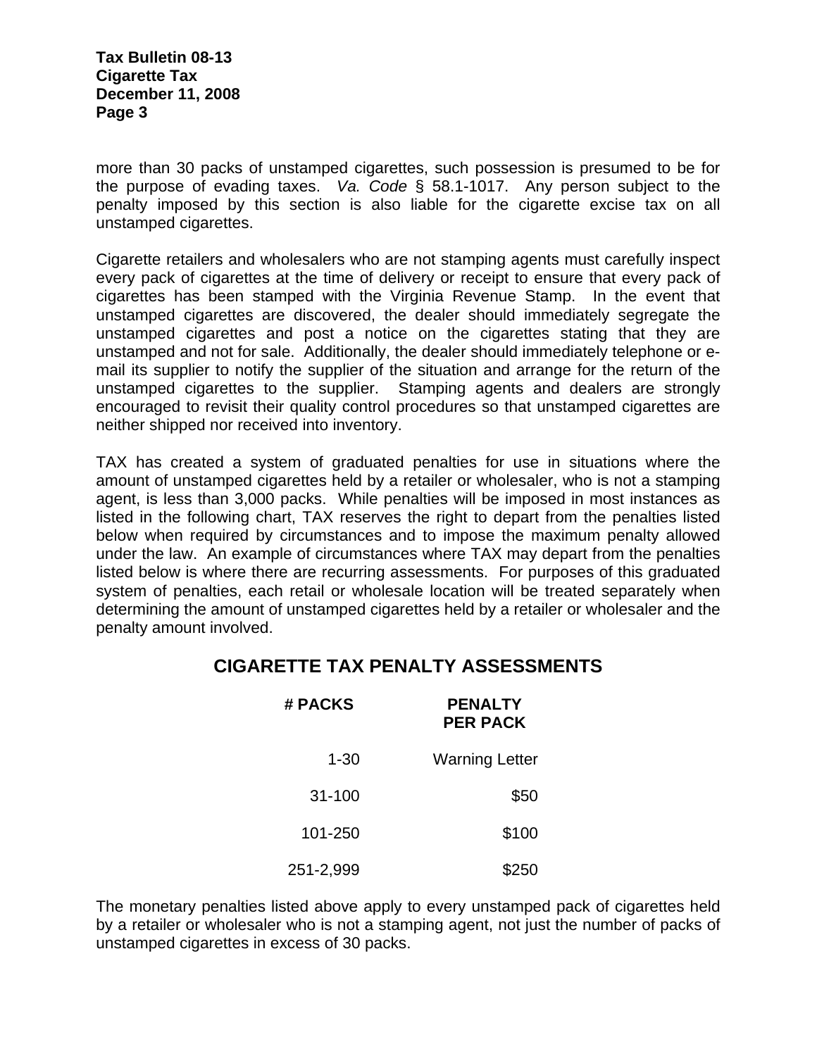more than 30 packs of unstamped cigarettes, such possession is presumed to be for the purpose of evading taxes. *Va. Code* § 58.1-1017. Any person subject to the penalty imposed by this section is also liable for the cigarette excise tax on all unstamped cigarettes.

Cigarette retailers and wholesalers who are not stamping agents must carefully inspect every pack of cigarettes at the time of delivery or receipt to ensure that every pack of cigarettes has been stamped with the Virginia Revenue Stamp. In the event that unstamped cigarettes are discovered, the dealer should immediately segregate the unstamped cigarettes and post a notice on the cigarettes stating that they are unstamped and not for sale. Additionally, the dealer should immediately telephone or e-mail its supplier to notify the supplier of the situation and arrange for the return of the unstamped cigarettes to the supplier. Stamping agents and dealers are strongly encouraged to revisit their quality control procedures so that unstamped cigarettes are neither shipped nor received into inventory.

TAX has created a system of graduated penalties for use in situations where the amount of unstamped cigarettes held by a retailer or wholesaler, who is not a stamping agent, is less than 3,000 packs. While penalties will be imposed in most instances as listed in the following chart, TAX reserves the right to depart from the penalties listed below when required by circumstances and to impose the maximum penalty allowed under the law. An example of circumstances where TAX may depart from the penalties listed below is where there are recurring assessments. For purposes of this graduated system of penalties, each retail or wholesale location will be treated separately when determining the amount of unstamped cigarettes held by a retailer or wholesaler and the penalty amount involved.

## CIGARETTE TAX PENALTY ASSESSMENTS

| # PACKS | PENALTY PER PACK |
|---:|---:|
| 1-30 | Warning Letter |
| 31-100 | $50 |
| 101-250 | $100 |
| 251-2,999 | $250 |

The monetary penalties listed above apply to every unstamped pack of cigarettes held by a retailer or wholesaler who is not a stamping agent, not just the number of packs of unstamped cigarettes in excess of 30 packs.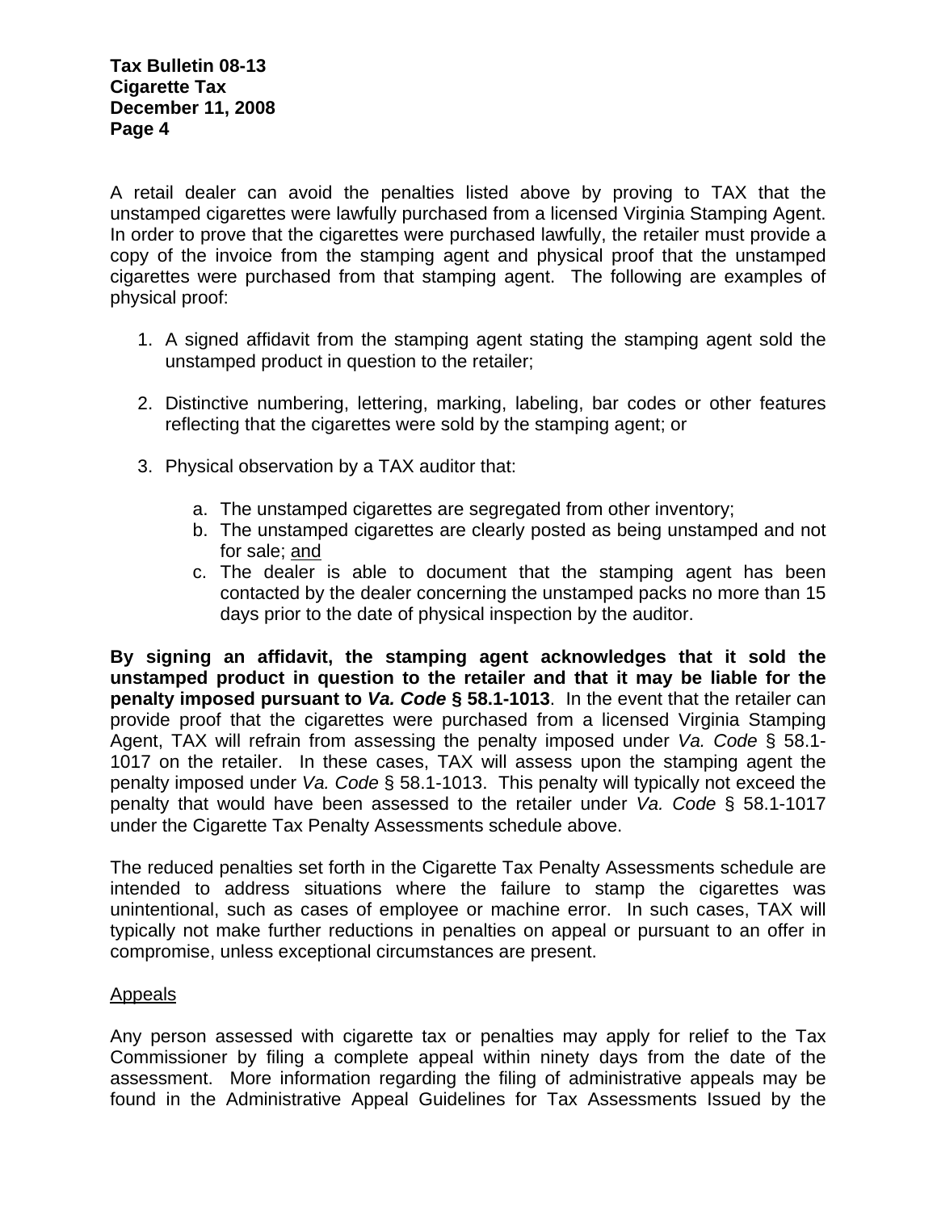A retail dealer can avoid the penalties listed above by proving to TAX that the unstamped cigarettes were lawfully purchased from a licensed Virginia Stamping Agent. In order to prove that the cigarettes were purchased lawfully, the retailer must provide a copy of the invoice from the stamping agent and physical proof that the unstamped cigarettes were purchased from that stamping agent. The following are examples of physical proof:

1. A signed affidavit from the stamping agent stating the stamping agent sold the unstamped product in question to the retailer;

2. Distinctive numbering, lettering, marking, labeling, bar codes or other features reflecting that the cigarettes were sold by the stamping agent; or

3. Physical observation by a TAX auditor that:

   a. The unstamped cigarettes are segregated from other inventory;
   b. The unstamped cigarettes are clearly posted as being unstamped and not for sale; <u>and</u>
   c. The dealer is able to document that the stamping agent has been contacted by the dealer concerning the unstamped packs no more than 15 days prior to the date of physical inspection by the auditor.

**By signing an affidavit, the stamping agent acknowledges that it sold the unstamped product in question to the retailer and that it may be liable for the penalty imposed pursuant to *Va. Code* § 58.1-1013**. In the event that the retailer can provide proof that the cigarettes were purchased from a licensed Virginia Stamping Agent, TAX will refrain from assessing the penalty imposed under *Va. Code* § 58.1-1017 on the retailer. In these cases, TAX will assess upon the stamping agent the penalty imposed under *Va. Code* § 58.1-1013. This penalty will typically not exceed the penalty that would have been assessed to the retailer under *Va. Code* § 58.1-1017 under the Cigarette Tax Penalty Assessments schedule above.

The reduced penalties set forth in the Cigarette Tax Penalty Assessments schedule are intended to address situations where the failure to stamp the cigarettes was unintentional, such as cases of employee or machine error. In such cases, TAX will typically not make further reductions in penalties on appeal or pursuant to an offer in compromise, unless exceptional circumstances are present.

<u>Appeals</u>

Any person assessed with cigarette tax or penalties may apply for relief to the Tax Commissioner by filing a complete appeal within ninety days from the date of the assessment. More information regarding the filing of administrative appeals may be found in the Administrative Appeal Guidelines for Tax Assessments Issued by the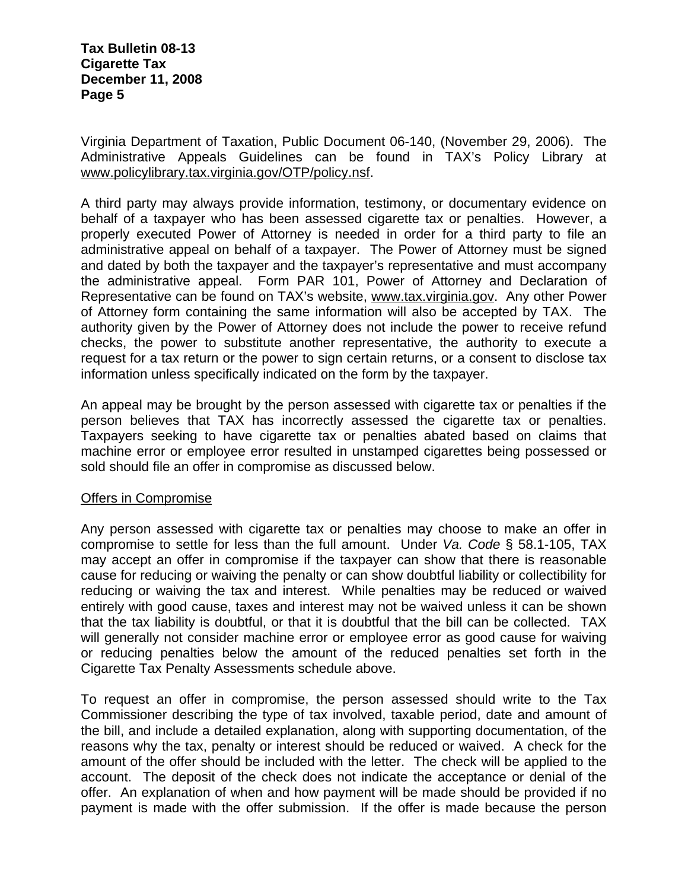Virginia Department of Taxation, Public Document 06-140, (November 29, 2006). The Administrative Appeals Guidelines can be found in TAX's Policy Library at www.policylibrary.tax.virginia.gov/OTP/policy.nsf.

A third party may always provide information, testimony, or documentary evidence on behalf of a taxpayer who has been assessed cigarette tax or penalties. However, a properly executed Power of Attorney is needed in order for a third party to file an administrative appeal on behalf of a taxpayer. The Power of Attorney must be signed and dated by both the taxpayer and the taxpayer's representative and must accompany the administrative appeal. Form PAR 101, Power of Attorney and Declaration of Representative can be found on TAX's website, www.tax.virginia.gov. Any other Power of Attorney form containing the same information will also be accepted by TAX. The authority given by the Power of Attorney does not include the power to receive refund checks, the power to substitute another representative, the authority to execute a request for a tax return or the power to sign certain returns, or a consent to disclose tax information unless specifically indicated on the form by the taxpayer.

An appeal may be brought by the person assessed with cigarette tax or penalties if the person believes that TAX has incorrectly assessed the cigarette tax or penalties. Taxpayers seeking to have cigarette tax or penalties abated based on claims that machine error or employee error resulted in unstamped cigarettes being possessed or sold should file an offer in compromise as discussed below.

## Offers in Compromise

Any person assessed with cigarette tax or penalties may choose to make an offer in compromise to settle for less than the full amount. Under *Va. Code* § 58.1-105, TAX may accept an offer in compromise if the taxpayer can show that there is reasonable cause for reducing or waiving the penalty or can show doubtful liability or collectibility for reducing or waiving the tax and interest. While penalties may be reduced or waived entirely with good cause, taxes and interest may not be waived unless it can be shown that the tax liability is doubtful, or that it is doubtful that the bill can be collected. TAX will generally not consider machine error or employee error as good cause for waiving or reducing penalties below the amount of the reduced penalties set forth in the Cigarette Tax Penalty Assessments schedule above.

To request an offer in compromise, the person assessed should write to the Tax Commissioner describing the type of tax involved, taxable period, date and amount of the bill, and include a detailed explanation, along with supporting documentation, of the reasons why the tax, penalty or interest should be reduced or waived. A check for the amount of the offer should be included with the letter. The check will be applied to the account. The deposit of the check does not indicate the acceptance or denial of the offer. An explanation of when and how payment will be made should be provided if no payment is made with the offer submission. If the offer is made because the person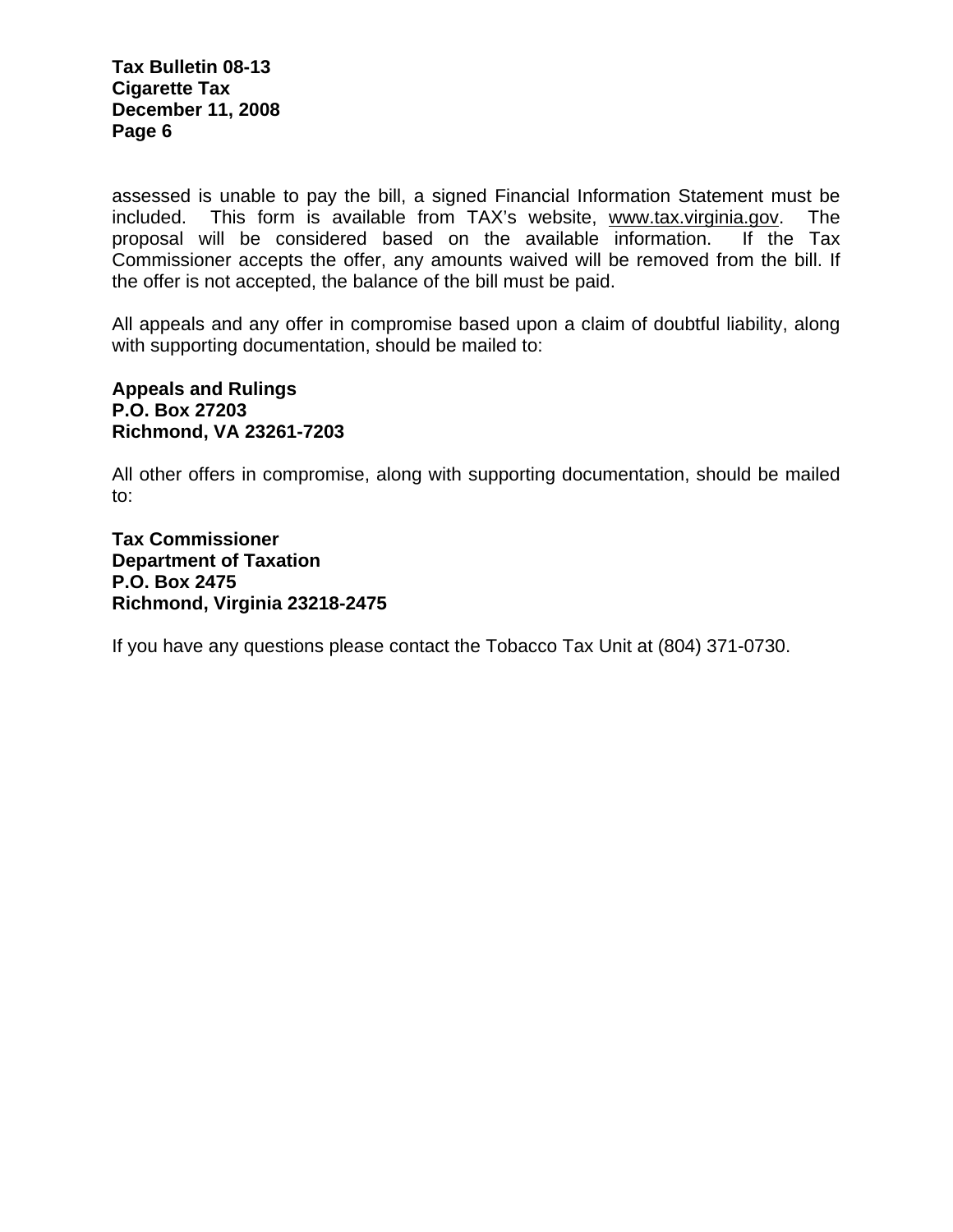assessed is unable to pay the bill, a signed Financial Information Statement must be included. This form is available from TAX's website, www.tax.virginia.gov. The proposal will be considered based on the available information. If the Tax Commissioner accepts the offer, any amounts waived will be removed from the bill. If the offer is not accepted, the balance of the bill must be paid.

All appeals and any offer in compromise based upon a claim of doubtful liability, along with supporting documentation, should be mailed to:

**Appeals and Rulings**
**P.O. Box 27203**
**Richmond, VA 23261-7203**

All other offers in compromise, along with supporting documentation, should be mailed to:

**Tax Commissioner**
**Department of Taxation**
**P.O. Box 2475**
**Richmond, Virginia 23218-2475**

If you have any questions please contact the Tobacco Tax Unit at (804) 371-0730.